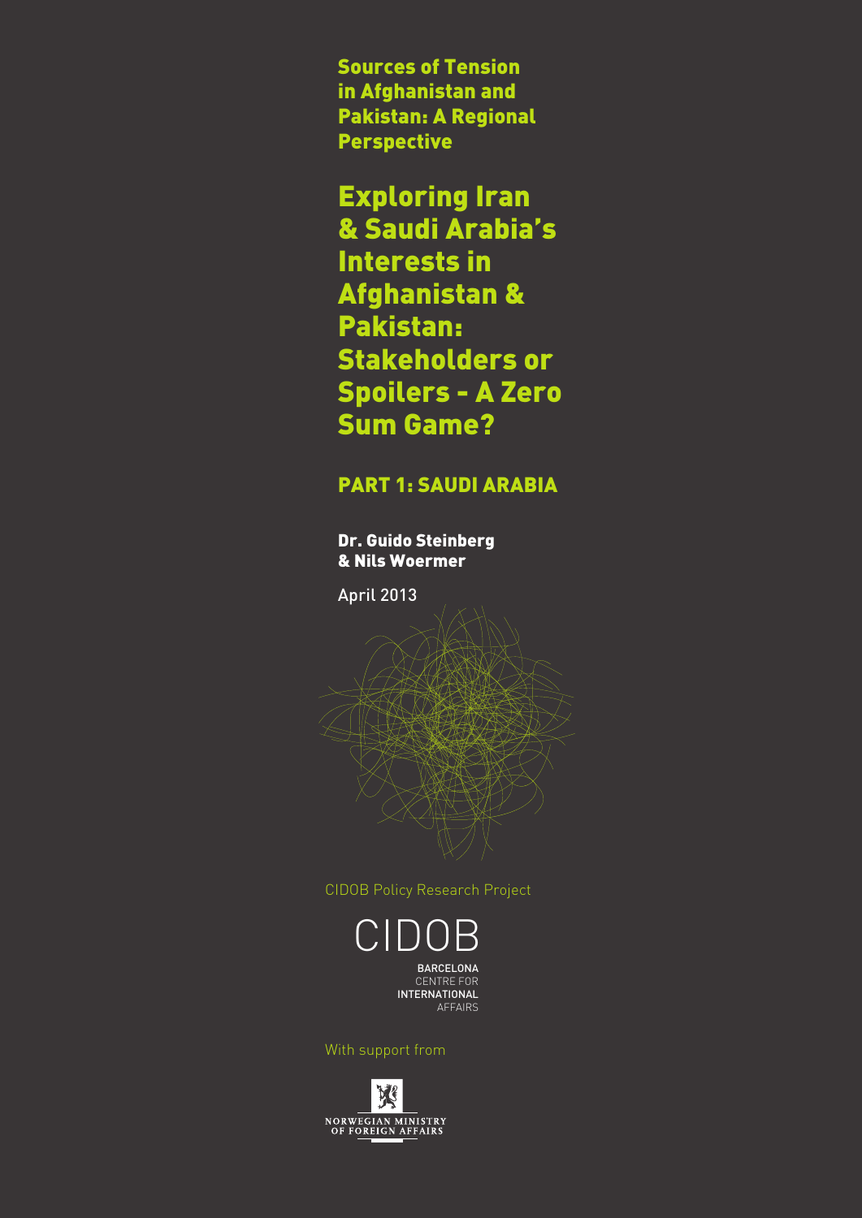**Sources of Tension in Afghanistan and Pakistan: A Regional Perspective**

# Exploring Iran & Saudi Arabia's Interests in Afghanistan & Pakistan: Stakeholders or Spoilers - A Zero Sum Game?

## PART 1: SAUDI ARABIA

**Dr. Guido Steinberg & Nils Woermer**

April 2013

CIDOB Policy Research Project

CIDOB BARCELONA CENTRE FOR INTERNATIONAL AFFAIRS

With support from

NORWEGIAN MINISTRY OF FOREIGN AFFAIRS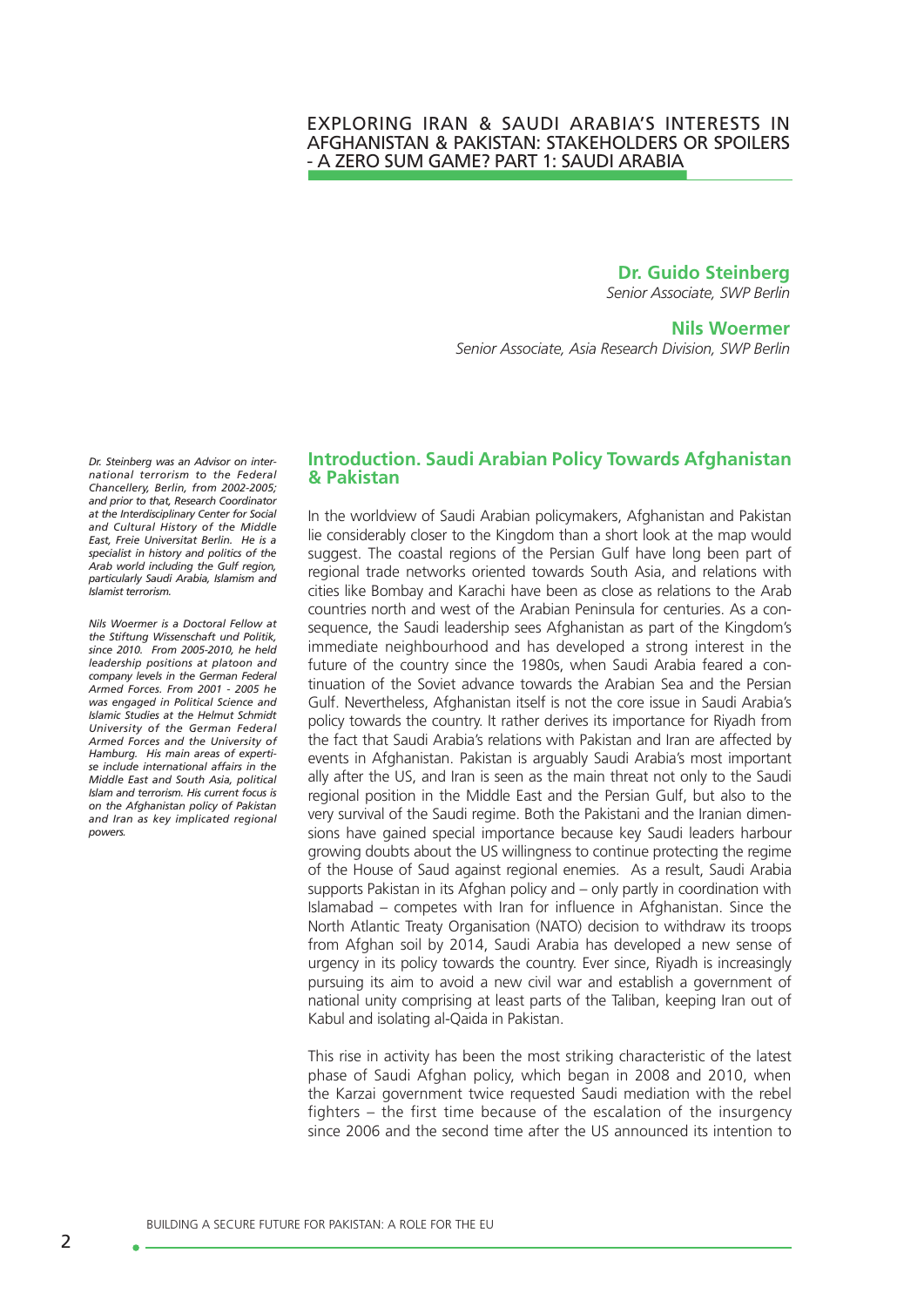# EXPLORING IRAN & SAUDI ARABIA'S INTERESTS IN AFGHANISTAN & PAKISTAN: STAKEHOLDERS OR SPOILERS - A ZERO SUM GAME? PART 1: SAUDI ARABIA

**Dr. Guido Steinberg**
*Senior Associate, SWP Berlin*

**Nils Woermer**
*Senior Associate, Asia Research Division, SWP Berlin*

*Dr. Steinberg was an Advisor on international terrorism to the Federal Chancellery, Berlin, from 2002-2005; and prior to that, Research Coordinator at the Interdisciplinary Center for Social and Cultural History of the Middle East, Freie Universitat Berlin. He is a specialist in history and politics of the Arab world including the Gulf region, particularly Saudi Arabia, Islamism and Islamist terrorism.*

*Nils Woermer is a Doctoral Fellow at the Stiftung Wissenschaft und Politik, since 2010. From 2005-2010, he held leadership positions at platoon and company levels in the German Federal Armed Forces. From 2001 - 2005 he was engaged in Political Science and Islamic Studies at the Helmut Schmidt University of the German Federal Armed Forces and the University of Hamburg. His main areas of expertise include international affairs in the Middle East and South Asia, political Islam and terrorism. His current focus is on the Afghanistan policy of Pakistan and Iran as key implicated regional powers.*

## Introduction. Saudi Arabian Policy Towards Afghanistan & Pakistan

In the worldview of Saudi Arabian policymakers, Afghanistan and Pakistan lie considerably closer to the Kingdom than a short look at the map would suggest. The coastal regions of the Persian Gulf have long been part of regional trade networks oriented towards South Asia, and relations with cities like Bombay and Karachi have been as close as relations to the Arab countries north and west of the Arabian Peninsula for centuries. As a consequence, the Saudi leadership sees Afghanistan as part of the Kingdom's immediate neighbourhood and has developed a strong interest in the future of the country since the 1980s, when Saudi Arabia feared a continuation of the Soviet advance towards the Arabian Sea and the Persian Gulf. Nevertheless, Afghanistan itself is not the core issue in Saudi Arabia's policy towards the country. It rather derives its importance for Riyadh from the fact that Saudi Arabia's relations with Pakistan and Iran are affected by events in Afghanistan. Pakistan is arguably Saudi Arabia's most important ally after the US, and Iran is seen as the main threat not only to the Saudi regional position in the Middle East and the Persian Gulf, but also to the very survival of the Saudi regime. Both the Pakistani and the Iranian dimensions have gained special importance because key Saudi leaders harbour growing doubts about the US willingness to continue protecting the regime of the House of Saud against regional enemies. As a result, Saudi Arabia supports Pakistan in its Afghan policy and – only partly in coordination with Islamabad – competes with Iran for influence in Afghanistan. Since the North Atlantic Treaty Organisation (NATO) decision to withdraw its troops from Afghan soil by 2014, Saudi Arabia has developed a new sense of urgency in its policy towards the country. Ever since, Riyadh is increasingly pursuing its aim to avoid a new civil war and establish a government of national unity comprising at least parts of the Taliban, keeping Iran out of Kabul and isolating al-Qaida in Pakistan.

This rise in activity has been the most striking characteristic of the latest phase of Saudi Afghan policy, which began in 2008 and 2010, when the Karzai government twice requested Saudi mediation with the rebel fighters – the first time because of the escalation of the insurgency since 2006 and the second time after the US announced its intention to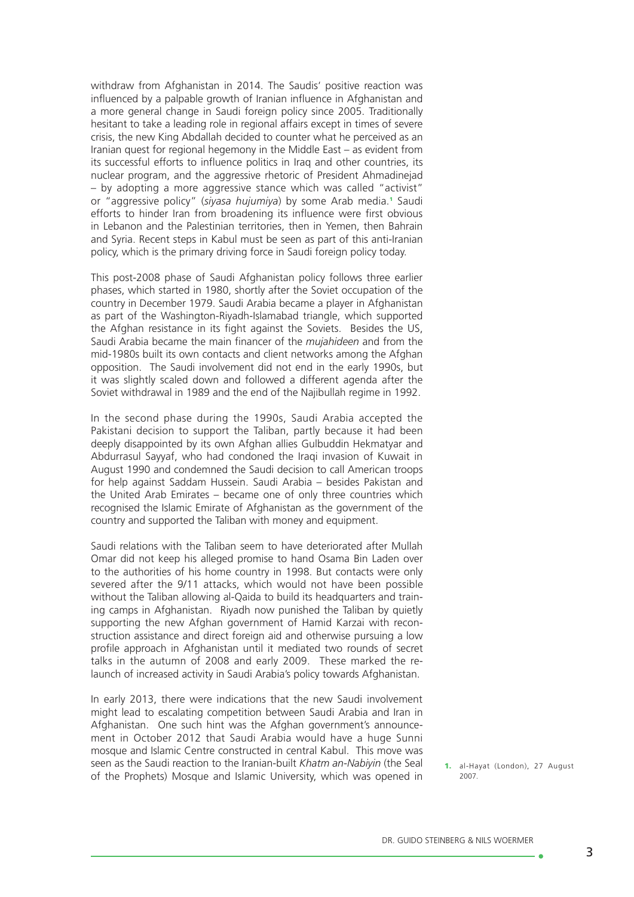withdraw from Afghanistan in 2014. The Saudis' positive reaction was influenced by a palpable growth of Iranian influence in Afghanistan and a more general change in Saudi foreign policy since 2005. Traditionally hesitant to take a leading role in regional affairs except in times of severe crisis, the new King Abdallah decided to counter what he perceived as an Iranian quest for regional hegemony in the Middle East – as evident from its successful efforts to influence politics in Iraq and other countries, its nuclear program, and the aggressive rhetoric of President Ahmadinejad – by adopting a more aggressive stance which was called "activist" or "aggressive policy" (*siyasa hujumiya*) by some Arab media.[1] Saudi efforts to hinder Iran from broadening its influence were first obvious in Lebanon and the Palestinian territories, then in Yemen, then Bahrain and Syria. Recent steps in Kabul must be seen as part of this anti-Iranian policy, which is the primary driving force in Saudi foreign policy today.

This post-2008 phase of Saudi Afghanistan policy follows three earlier phases, which started in 1980, shortly after the Soviet occupation of the country in December 1979. Saudi Arabia became a player in Afghanistan as part of the Washington-Riyadh-Islamabad triangle, which supported the Afghan resistance in its fight against the Soviets. Besides the US, Saudi Arabia became the main financer of the *mujahideen* and from the mid-1980s built its own contacts and client networks among the Afghan opposition. The Saudi involvement did not end in the early 1990s, but it was slightly scaled down and followed a different agenda after the Soviet withdrawal in 1989 and the end of the Najibullah regime in 1992.

In the second phase during the 1990s, Saudi Arabia accepted the Pakistani decision to support the Taliban, partly because it had been deeply disappointed by its own Afghan allies Gulbuddin Hekmatyar and Abdurrasul Sayyaf, who had condoned the Iraqi invasion of Kuwait in August 1990 and condemned the Saudi decision to call American troops for help against Saddam Hussein. Saudi Arabia – besides Pakistan and the United Arab Emirates – became one of only three countries which recognised the Islamic Emirate of Afghanistan as the government of the country and supported the Taliban with money and equipment.

Saudi relations with the Taliban seem to have deteriorated after Mullah Omar did not keep his alleged promise to hand Osama Bin Laden over to the authorities of his home country in 1998. But contacts were only severed after the 9/11 attacks, which would not have been possible without the Taliban allowing al-Qaida to build its headquarters and training camps in Afghanistan. Riyadh now punished the Taliban by quietly supporting the new Afghan government of Hamid Karzai with reconstruction assistance and direct foreign aid and otherwise pursuing a low profile approach in Afghanistan until it mediated two rounds of secret talks in the autumn of 2008 and early 2009. These marked the relaunch of increased activity in Saudi Arabia's policy towards Afghanistan.

In early 2013, there were indications that the new Saudi involvement might lead to escalating competition between Saudi Arabia and Iran in Afghanistan. One such hint was the Afghan government's announcement in October 2012 that Saudi Arabia would have a huge Sunni mosque and Islamic Centre constructed in central Kabul. This move was seen as the Saudi reaction to the Iranian-built *Khatm an-Nabiyin* (the Seal of the Prophets) Mosque and Islamic University, which was opened in

1. al-Hayat (London), 27 August 2007.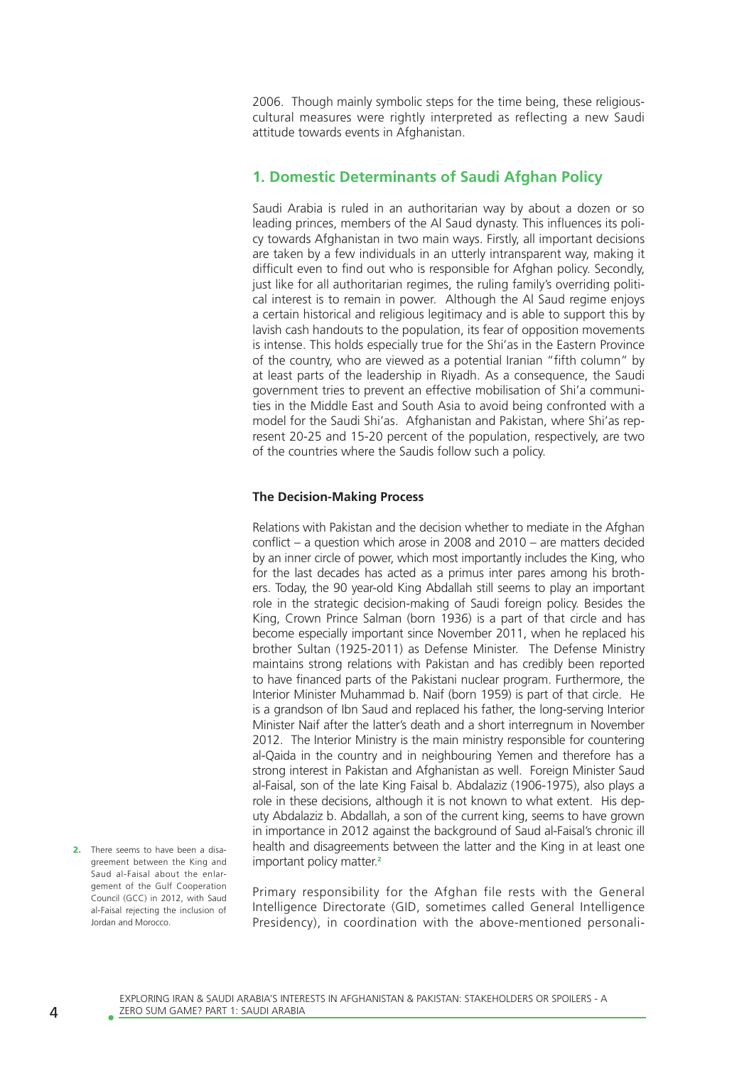2006. Though mainly symbolic steps for the time being, these religious-cultural measures were rightly interpreted as reflecting a new Saudi attitude towards events in Afghanistan.

## 1. Domestic Determinants of Saudi Afghan Policy

Saudi Arabia is ruled in an authoritarian way by about a dozen or so leading princes, members of the Al Saud dynasty. This influences its policy towards Afghanistan in two main ways. Firstly, all important decisions are taken by a few individuals in an utterly intransparent way, making it difficult even to find out who is responsible for Afghan policy. Secondly, just like for all authoritarian regimes, the ruling family's overriding political interest is to remain in power. Although the Al Saud regime enjoys a certain historical and religious legitimacy and is able to support this by lavish cash handouts to the population, its fear of opposition movements is intense. This holds especially true for the Shi'as in the Eastern Province of the country, who are viewed as a potential Iranian "fifth column" by at least parts of the leadership in Riyadh. As a consequence, the Saudi government tries to prevent an effective mobilisation of Shi'a communities in the Middle East and South Asia to avoid being confronted with a model for the Saudi Shi'as. Afghanistan and Pakistan, where Shi'as represent 20-25 and 15-20 percent of the population, respectively, are two of the countries where the Saudis follow such a policy.

**The Decision-Making Process**

Relations with Pakistan and the decision whether to mediate in the Afghan conflict – a question which arose in 2008 and 2010 – are matters decided by an inner circle of power, which most importantly includes the King, who for the last decades has acted as a primus inter pares among his brothers. Today, the 90 year-old King Abdallah still seems to play an important role in the strategic decision-making of Saudi foreign policy. Besides the King, Crown Prince Salman (born 1936) is a part of that circle and has become especially important since November 2011, when he replaced his brother Sultan (1925-2011) as Defense Minister. The Defense Ministry maintains strong relations with Pakistan and has credibly been reported to have financed parts of the Pakistani nuclear program. Furthermore, the Interior Minister Muhammad b. Naif (born 1959) is part of that circle. He is a grandson of Ibn Saud and replaced his father, the long-serving Interior Minister Naif after the latter's death and a short interregnum in November 2012. The Interior Ministry is the main ministry responsible for countering al-Qaida in the country and in neighbouring Yemen and therefore has a strong interest in Pakistan and Afghanistan as well. Foreign Minister Saud al-Faisal, son of the late King Faisal b. Abdalaziz (1906-1975), also plays a role in these decisions, although it is not known to what extent. His deputy Abdalaziz b. Abdallah, a son of the current king, seems to have grown in importance in 2012 against the background of Saud al-Faisal's chronic ill health and disagreements between the latter and the King in at least one important policy matter.[2]

Primary responsibility for the Afghan file rests with the General Intelligence Directorate (GID, sometimes called General Intelligence Presidency), in coordination with the above-mentioned personali-

2. There seems to have been a disagreement between the King and Saud al-Faisal about the enlargement of the Gulf Cooperation Council (GCC) in 2012, with Saud al-Faisal rejecting the inclusion of Jordan and Morocco.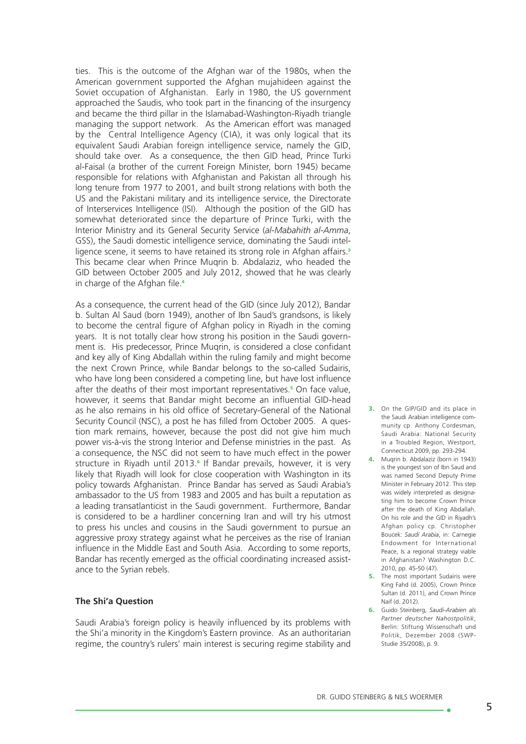ties. This is the outcome of the Afghan war of the 1980s, when the American government supported the Afghan mujahideen against the Soviet occupation of Afghanistan. Early in 1980, the US government approached the Saudis, who took part in the financing of the insurgency and became the third pillar in the Islamabad-Washington-Riyadh triangle managing the support network. As the American effort was managed by the Central Intelligence Agency (CIA), it was only logical that its equivalent Saudi Arabian foreign intelligence service, namely the GID, should take over. As a consequence, the then GID head, Prince Turki al-Faisal (a brother of the current Foreign Minister, born 1945) became responsible for relations with Afghanistan and Pakistan all through his long tenure from 1977 to 2001, and built strong relations with both the US and the Pakistani military and its intelligence service, the Directorate of Interservices Intelligence (ISI). Although the position of the GID has somewhat deteriorated since the departure of Prince Turki, with the Interior Ministry and its General Security Service (*al-Mabahith al-Amma*, GSS), the Saudi domestic intelligence service, dominating the Saudi intelligence scene, it seems to have retained its strong role in Afghan affairs.[3] This became clear when Prince Muqrin b. Abdalaziz, who headed the GID between October 2005 and July 2012, showed that he was clearly in charge of the Afghan file.[4]

As a consequence, the current head of the GID (since July 2012), Bandar b. Sultan Al Saud (born 1949), another of Ibn Saud's grandsons, is likely to become the central figure of Afghan policy in Riyadh in the coming years. It is not totally clear how strong his position in the Saudi government is. His predecessor, Prince Muqrin, is considered a close confidant and key ally of King Abdallah within the ruling family and might become the next Crown Prince, while Bandar belongs to the so-called Sudairis, who have long been considered a competing line, but have lost influence after the deaths of their most important representatives.[5] On face value, however, it seems that Bandar might become an influential GID-head as he also remains in his old office of Secretary-General of the National Security Council (NSC), a post he has filled from October 2005. A question mark remains, however, because the post did not give him much power vis-à-vis the strong Interior and Defense ministries in the past. As a consequence, the NSC did not seem to have much effect in the power structure in Riyadh until 2013.[6] If Bandar prevails, however, it is very likely that Riyadh will look for close cooperation with Washington in its policy towards Afghanistan. Prince Bandar has served as Saudi Arabia's ambassador to the US from 1983 and 2005 and has built a reputation as a leading transatlanticist in the Saudi government. Furthermore, Bandar is considered to be a hardliner concerning Iran and will try his utmost to press his uncles and cousins in the Saudi government to pursue an aggressive proxy strategy against what he perceives as the rise of Iranian influence in the Middle East and South Asia. According to some reports, Bandar has recently emerged as the official coordinating increased assistance to the Syrian rebels.

### The Shi'a Question

Saudi Arabia's foreign policy is heavily influenced by its problems with the Shi'a minority in the Kingdom's Eastern province. As an authoritarian regime, the country's rulers' main interest is securing regime stability and

---

3. On the GIP/GID and its place in the Saudi Arabian intelligence community cp. Anthony Cordesman, Saudi Arabia: National Security in a Troubled Region, Westport, Connecticut 2009, pp. 293-294.
4. Muqrin b. Abdalaziz (born in 1943) is the youngest son of Ibn Saud and was named Second Deputy Prime Minister in February 2012. This step was widely interpreted as designating him to become Crown Prince after the death of King Abdallah. On his role and the GID in Riyadh's Afghan policy cp. Christopher Boucek: *Saudi Arabia*, in: Carnegie Endowment for International Peace, Is a regional strategy viable in Afghanistan? Washington D.C. 2010, pp. 45-50 (47).
5. The most important Sudairis were King Fahd (d. 2005), Crown Prince Sultan (d. 2011), and Crown Prince Naif (d. 2012).
6. Guido Steinberg, *Saudi-Arabien als Partner deutscher Nahostpolitik*, Berlin: Stiftung Wissenschaft und Politik, Dezember 2008 (SWP-Studie 35/2008), p. 9.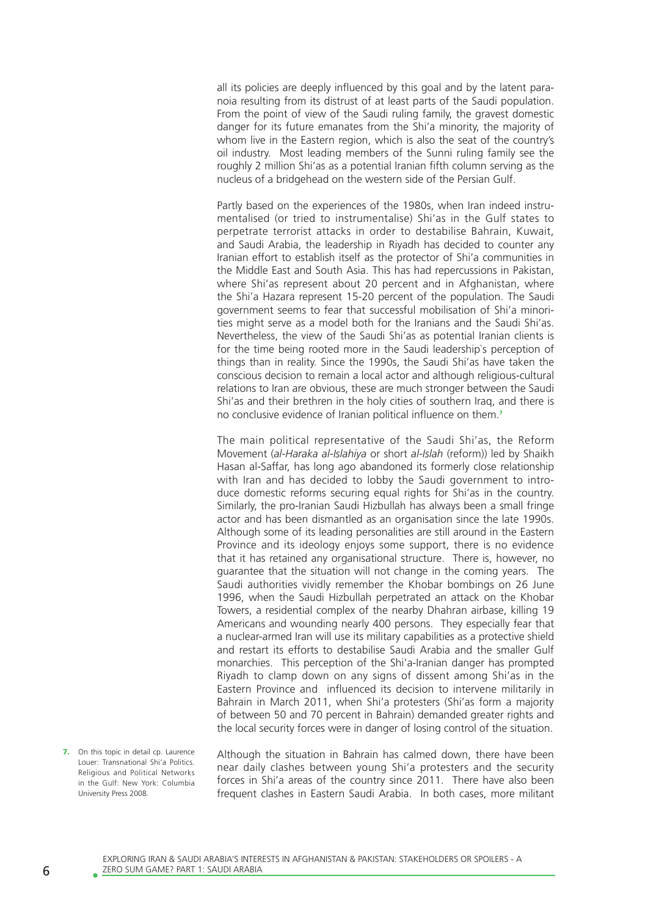all its policies are deeply influenced by this goal and by the latent paranoia resulting from its distrust of at least parts of the Saudi population. From the point of view of the Saudi ruling family, the gravest domestic danger for its future emanates from the Shi'a minority, the majority of whom live in the Eastern region, which is also the seat of the country's oil industry. Most leading members of the Sunni ruling family see the roughly 2 million Shi'as as a potential Iranian fifth column serving as the nucleus of a bridgehead on the western side of the Persian Gulf.

Partly based on the experiences of the 1980s, when Iran indeed instrumentalised (or tried to instrumentalise) Shi'as in the Gulf states to perpetrate terrorist attacks in order to destabilise Bahrain, Kuwait, and Saudi Arabia, the leadership in Riyadh has decided to counter any Iranian effort to establish itself as the protector of Shi'a communities in the Middle East and South Asia. This has had repercussions in Pakistan, where Shi'as represent about 20 percent and in Afghanistan, where the Shi'a Hazara represent 15-20 percent of the population. The Saudi government seems to fear that successful mobilisation of Shi'a minorities might serve as a model both for the Iranians and the Saudi Shi'as. Nevertheless, the view of the Saudi Shi'as as potential Iranian clients is for the time being rooted more in the Saudi leadership`s perception of things than in reality. Since the 1990s, the Saudi Shi'as have taken the conscious decision to remain a local actor and although religious-cultural relations to Iran are obvious, these are much stronger between the Saudi Shi'as and their brethren in the holy cities of southern Iraq, and there is no conclusive evidence of Iranian political influence on them.[7]

The main political representative of the Saudi Shi'as, the Reform Movement (*al-Haraka al-Islahiya* or short *al-Islah* (reform)) led by Shaikh Hasan al-Saffar, has long ago abandoned its formerly close relationship with Iran and has decided to lobby the Saudi government to introduce domestic reforms securing equal rights for Shi'as in the country. Similarly, the pro-Iranian Saudi Hizbullah has always been a small fringe actor and has been dismantled as an organisation since the late 1990s. Although some of its leading personalities are still around in the Eastern Province and its ideology enjoys some support, there is no evidence that it has retained any organisational structure. There is, however, no guarantee that the situation will not change in the coming years. The Saudi authorities vividly remember the Khobar bombings on 26 June 1996, when the Saudi Hizbullah perpetrated an attack on the Khobar Towers, a residential complex of the nearby Dhahran airbase, killing 19 Americans and wounding nearly 400 persons. They especially fear that a nuclear-armed Iran will use its military capabilities as a protective shield and restart its efforts to destabilise Saudi Arabia and the smaller Gulf monarchies. This perception of the Shi'a-Iranian danger has prompted Riyadh to clamp down on any signs of dissent among Shi'as in the Eastern Province and influenced its decision to intervene militarily in Bahrain in March 2011, when Shi'a protesters (Shi'as form a majority of between 50 and 70 percent in Bahrain) demanded greater rights and the local security forces were in danger of losing control of the situation.

Although the situation in Bahrain has calmed down, there have been near daily clashes between young Shi'a protesters and the security forces in Shi'a areas of the country since 2011. There have also been frequent clashes in Eastern Saudi Arabia. In both cases, more militant

7. On this topic in detail cp. Laurence Louer: Transnational Shi'a Politics. Religious and Political Networks in the Gulf: New York: Columbia University Press 2008.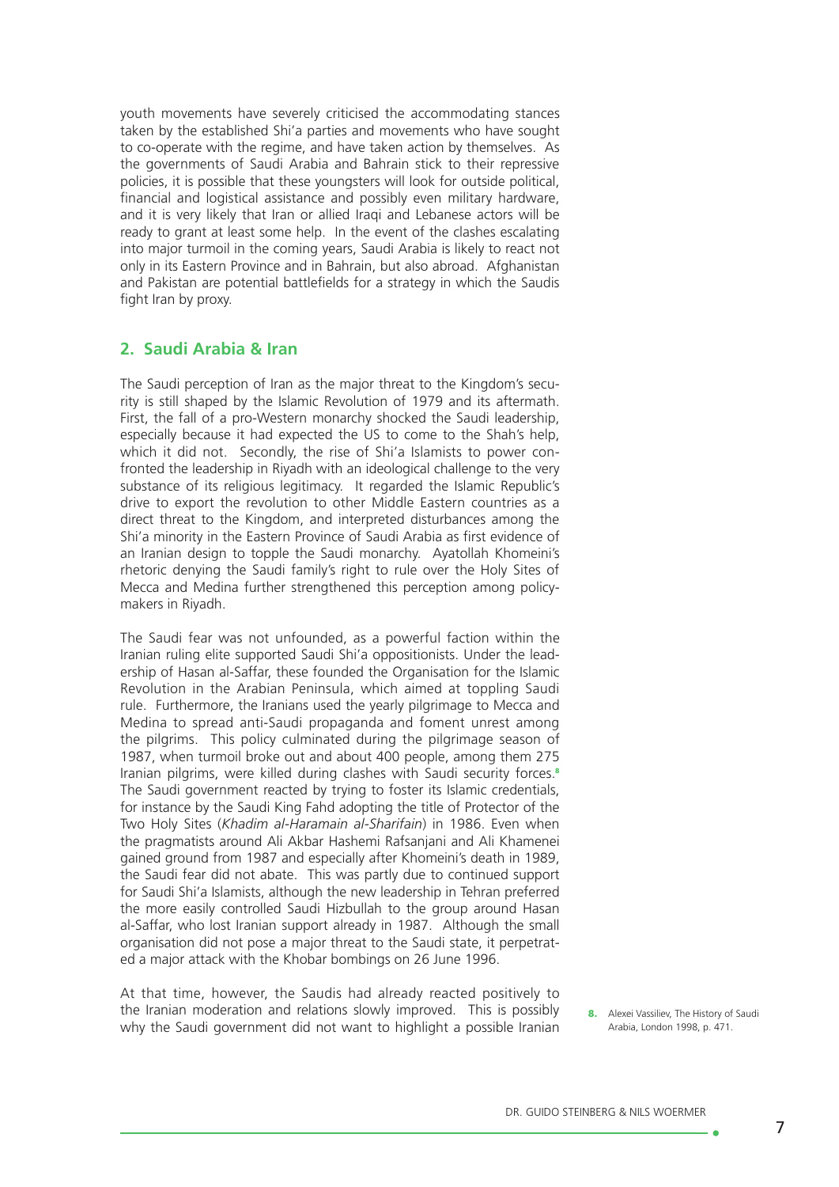youth movements have severely criticised the accommodating stances taken by the established Shi'a parties and movements who have sought to co-operate with the regime, and have taken action by themselves. As the governments of Saudi Arabia and Bahrain stick to their repressive policies, it is possible that these youngsters will look for outside political, financial and logistical assistance and possibly even military hardware, and it is very likely that Iran or allied Iraqi and Lebanese actors will be ready to grant at least some help. In the event of the clashes escalating into major turmoil in the coming years, Saudi Arabia is likely to react not only in its Eastern Province and in Bahrain, but also abroad. Afghanistan and Pakistan are potential battlefields for a strategy in which the Saudis fight Iran by proxy.

## 2. Saudi Arabia & Iran

The Saudi perception of Iran as the major threat to the Kingdom's security is still shaped by the Islamic Revolution of 1979 and its aftermath. First, the fall of a pro-Western monarchy shocked the Saudi leadership, especially because it had expected the US to come to the Shah's help, which it did not. Secondly, the rise of Shi'a Islamists to power confronted the leadership in Riyadh with an ideological challenge to the very substance of its religious legitimacy. It regarded the Islamic Republic's drive to export the revolution to other Middle Eastern countries as a direct threat to the Kingdom, and interpreted disturbances among the Shi'a minority in the Eastern Province of Saudi Arabia as first evidence of an Iranian design to topple the Saudi monarchy. Ayatollah Khomeini's rhetoric denying the Saudi family's right to rule over the Holy Sites of Mecca and Medina further strengthened this perception among policymakers in Riyadh.

The Saudi fear was not unfounded, as a powerful faction within the Iranian ruling elite supported Saudi Shi'a oppositionists. Under the leadership of Hasan al-Saffar, these founded the Organisation for the Islamic Revolution in the Arabian Peninsula, which aimed at toppling Saudi rule. Furthermore, the Iranians used the yearly pilgrimage to Mecca and Medina to spread anti-Saudi propaganda and foment unrest among the pilgrims. This policy culminated during the pilgrimage season of 1987, when turmoil broke out and about 400 people, among them 275 Iranian pilgrims, were killed during clashes with Saudi security forces.[8] The Saudi government reacted by trying to foster its Islamic credentials, for instance by the Saudi King Fahd adopting the title of Protector of the Two Holy Sites (*Khadim al-Haramain al-Sharifain*) in 1986. Even when the pragmatists around Ali Akbar Hashemi Rafsanjani and Ali Khamenei gained ground from 1987 and especially after Khomeini's death in 1989, the Saudi fear did not abate. This was partly due to continued support for Saudi Shi'a Islamists, although the new leadership in Tehran preferred the more easily controlled Saudi Hizbullah to the group around Hasan al-Saffar, who lost Iranian support already in 1987. Although the small organisation did not pose a major threat to the Saudi state, it perpetrated a major attack with the Khobar bombings on 26 June 1996.

At that time, however, the Saudis had already reacted positively to the Iranian moderation and relations slowly improved. This is possibly why the Saudi government did not want to highlight a possible Iranian

8. Alexei Vassiliev, The History of Saudi Arabia, London 1998, p. 471.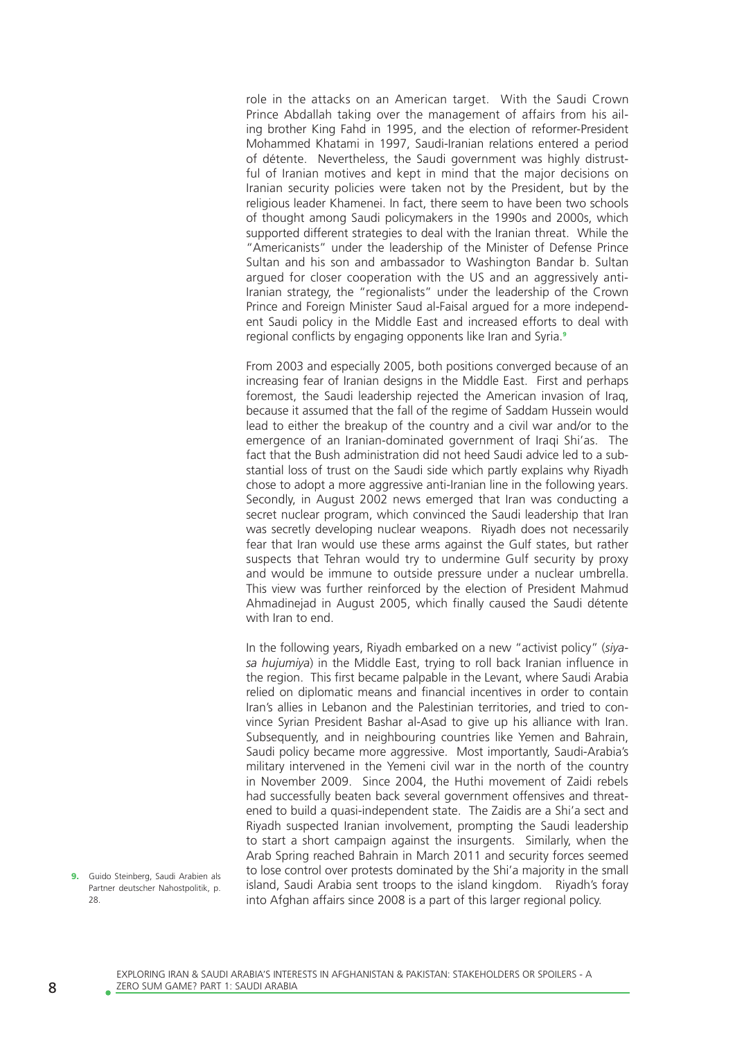role in the attacks on an American target. With the Saudi Crown Prince Abdallah taking over the management of affairs from his ailing brother King Fahd in 1995, and the election of reformer-President Mohammed Khatami in 1997, Saudi-Iranian relations entered a period of détente. Nevertheless, the Saudi government was highly distrustful of Iranian motives and kept in mind that the major decisions on Iranian security policies were taken not by the President, but by the religious leader Khamenei. In fact, there seem to have been two schools of thought among Saudi policymakers in the 1990s and 2000s, which supported different strategies to deal with the Iranian threat. While the "Americanists" under the leadership of the Minister of Defense Prince Sultan and his son and ambassador to Washington Bandar b. Sultan argued for closer cooperation with the US and an aggressively anti-Iranian strategy, the "regionalists" under the leadership of the Crown Prince and Foreign Minister Saud al-Faisal argued for a more independent Saudi policy in the Middle East and increased efforts to deal with regional conflicts by engaging opponents like Iran and Syria.[9]

From 2003 and especially 2005, both positions converged because of an increasing fear of Iranian designs in the Middle East. First and perhaps foremost, the Saudi leadership rejected the American invasion of Iraq, because it assumed that the fall of the regime of Saddam Hussein would lead to either the breakup of the country and a civil war and/or to the emergence of an Iranian-dominated government of Iraqi Shi'as. The fact that the Bush administration did not heed Saudi advice led to a substantial loss of trust on the Saudi side which partly explains why Riyadh chose to adopt a more aggressive anti-Iranian line in the following years. Secondly, in August 2002 news emerged that Iran was conducting a secret nuclear program, which convinced the Saudi leadership that Iran was secretly developing nuclear weapons. Riyadh does not necessarily fear that Iran would use these arms against the Gulf states, but rather suspects that Tehran would try to undermine Gulf security by proxy and would be immune to outside pressure under a nuclear umbrella. This view was further reinforced by the election of President Mahmud Ahmadinejad in August 2005, which finally caused the Saudi détente with Iran to end.

In the following years, Riyadh embarked on a new "activist policy" (*siyasa hujumiya*) in the Middle East, trying to roll back Iranian influence in the region. This first became palpable in the Levant, where Saudi Arabia relied on diplomatic means and financial incentives in order to contain Iran's allies in Lebanon and the Palestinian territories, and tried to convince Syrian President Bashar al-Asad to give up his alliance with Iran. Subsequently, and in neighbouring countries like Yemen and Bahrain, Saudi policy became more aggressive. Most importantly, Saudi-Arabia's military intervened in the Yemeni civil war in the north of the country in November 2009. Since 2004, the Huthi movement of Zaidi rebels had successfully beaten back several government offensives and threatened to build a quasi-independent state. The Zaidis are a Shi'a sect and Riyadh suspected Iranian involvement, prompting the Saudi leadership to start a short campaign against the insurgents. Similarly, when the Arab Spring reached Bahrain in March 2011 and security forces seemed to lose control over protests dominated by the Shi'a majority in the small island, Saudi Arabia sent troops to the island kingdom. Riyadh's foray into Afghan affairs since 2008 is a part of this larger regional policy.

9. Guido Steinberg, Saudi Arabien als Partner deutscher Nahostpolitik, p. 28.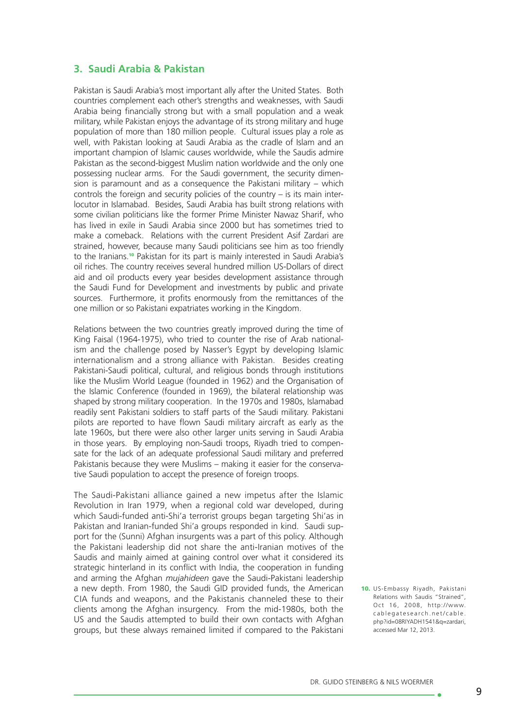## 3. Saudi Arabia & Pakistan

Pakistan is Saudi Arabia's most important ally after the United States. Both countries complement each other's strengths and weaknesses, with Saudi Arabia being financially strong but with a small population and a weak military, while Pakistan enjoys the advantage of its strong military and huge population of more than 180 million people. Cultural issues play a role as well, with Pakistan looking at Saudi Arabia as the cradle of Islam and an important champion of Islamic causes worldwide, while the Saudis admire Pakistan as the second-biggest Muslim nation worldwide and the only one possessing nuclear arms. For the Saudi government, the security dimension is paramount and as a consequence the Pakistani military – which controls the foreign and security policies of the country – is its main interlocutor in Islamabad. Besides, Saudi Arabia has built strong relations with some civilian politicians like the former Prime Minister Nawaz Sharif, who has lived in exile in Saudi Arabia since 2000 but has sometimes tried to make a comeback. Relations with the current President Asif Zardari are strained, however, because many Saudi politicians see him as too friendly to the Iranians.[10] Pakistan for its part is mainly interested in Saudi Arabia's oil riches. The country receives several hundred million US-Dollars of direct aid and oil products every year besides development assistance through the Saudi Fund for Development and investments by public and private sources. Furthermore, it profits enormously from the remittances of the one million or so Pakistani expatriates working in the Kingdom.

Relations between the two countries greatly improved during the time of King Faisal (1964-1975), who tried to counter the rise of Arab nationalism and the challenge posed by Nasser's Egypt by developing Islamic internationalism and a strong alliance with Pakistan. Besides creating Pakistani-Saudi political, cultural, and religious bonds through institutions like the Muslim World League (founded in 1962) and the Organisation of the Islamic Conference (founded in 1969), the bilateral relationship was shaped by strong military cooperation. In the 1970s and 1980s, Islamabad readily sent Pakistani soldiers to staff parts of the Saudi military. Pakistani pilots are reported to have flown Saudi military aircraft as early as the late 1960s, but there were also other larger units serving in Saudi Arabia in those years. By employing non-Saudi troops, Riyadh tried to compensate for the lack of an adequate professional Saudi military and preferred Pakistanis because they were Muslims – making it easier for the conservative Saudi population to accept the presence of foreign troops.

The Saudi-Pakistani alliance gained a new impetus after the Islamic Revolution in Iran 1979, when a regional cold war developed, during which Saudi-funded anti-Shi'a terrorist groups began targeting Shi'as in Pakistan and Iranian-funded Shi'a groups responded in kind. Saudi support for the (Sunni) Afghan insurgents was a part of this policy. Although the Pakistani leadership did not share the anti-Iranian motives of the Saudis and mainly aimed at gaining control over what it considered its strategic hinterland in its conflict with India, the cooperation in funding and arming the Afghan *mujahideen* gave the Saudi-Pakistani leadership a new depth. From 1980, the Saudi GID provided funds, the American CIA funds and weapons, and the Pakistanis channeled these to their clients among the Afghan insurgency. From the mid-1980s, both the US and the Saudis attempted to build their own contacts with Afghan groups, but these always remained limited if compared to the Pakistani

10. US-Embassy Riyadh, Pakistani Relations with Saudis "Strained", Oct 16, 2008, http://www.cablegatesearch.net/cable.php?id=08RIYADH1541&q=zardari, accessed Mar 12, 2013.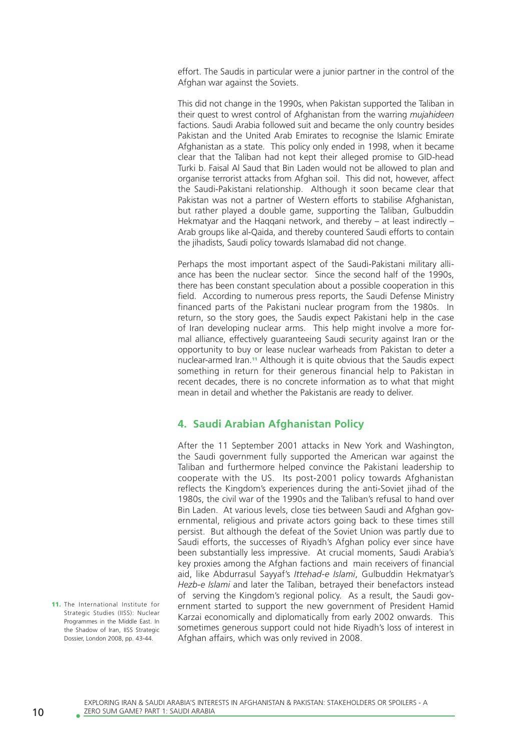effort. The Saudis in particular were a junior partner in the control of the Afghan war against the Soviets.

This did not change in the 1990s, when Pakistan supported the Taliban in their quest to wrest control of Afghanistan from the warring *mujahideen* factions. Saudi Arabia followed suit and became the only country besides Pakistan and the United Arab Emirates to recognise the Islamic Emirate Afghanistan as a state. This policy only ended in 1998, when it became clear that the Taliban had not kept their alleged promise to GID-head Turki b. Faisal Al Saud that Bin Laden would not be allowed to plan and organise terrorist attacks from Afghan soil. This did not, however, affect the Saudi-Pakistani relationship. Although it soon became clear that Pakistan was not a partner of Western efforts to stabilise Afghanistan, but rather played a double game, supporting the Taliban, Gulbuddin Hekmatyar and the Haqqani network, and thereby – at least indirectly – Arab groups like al-Qaida, and thereby countered Saudi efforts to contain the jihadists, Saudi policy towards Islamabad did not change.

Perhaps the most important aspect of the Saudi-Pakistani military alliance has been the nuclear sector. Since the second half of the 1990s, there has been constant speculation about a possible cooperation in this field. According to numerous press reports, the Saudi Defense Ministry financed parts of the Pakistani nuclear program from the 1980s. In return, so the story goes, the Saudis expect Pakistani help in the case of Iran developing nuclear arms. This help might involve a more formal alliance, effectively guaranteeing Saudi security against Iran or the opportunity to buy or lease nuclear warheads from Pakistan to deter a nuclear-armed Iran.[11] Although it is quite obvious that the Saudis expect something in return for their generous financial help to Pakistan in recent decades, there is no concrete information as to what that might mean in detail and whether the Pakistanis are ready to deliver.

## 4. Saudi Arabian Afghanistan Policy

After the 11 September 2001 attacks in New York and Washington, the Saudi government fully supported the American war against the Taliban and furthermore helped convince the Pakistani leadership to cooperate with the US. Its post-2001 policy towards Afghanistan reflects the Kingdom's experiences during the anti-Soviet jihad of the 1980s, the civil war of the 1990s and the Taliban's refusal to hand over Bin Laden. At various levels, close ties between Saudi and Afghan governmental, religious and private actors going back to these times still persist. But although the defeat of the Soviet Union was partly due to Saudi efforts, the successes of Riyadh's Afghan policy ever since have been substantially less impressive. At crucial moments, Saudi Arabia's key proxies among the Afghan factions and main receivers of financial aid, like Abdurrasul Sayyaf's *Ittehad-e Islami*, Gulbuddin Hekmatyar's *Hezb-e Islami* and later the Taliban, betrayed their benefactors instead of serving the Kingdom's regional policy. As a result, the Saudi government started to support the new government of President Hamid Karzai economically and diplomatically from early 2002 onwards. This sometimes generous support could not hide Riyadh's loss of interest in Afghan affairs, which was only revived in 2008.

11. The International Institute for Strategic Studies (IISS): Nuclear Programmes in the Middle East. In the Shadow of Iran, IISS Strategic Dossier, London 2008, pp. 43-44.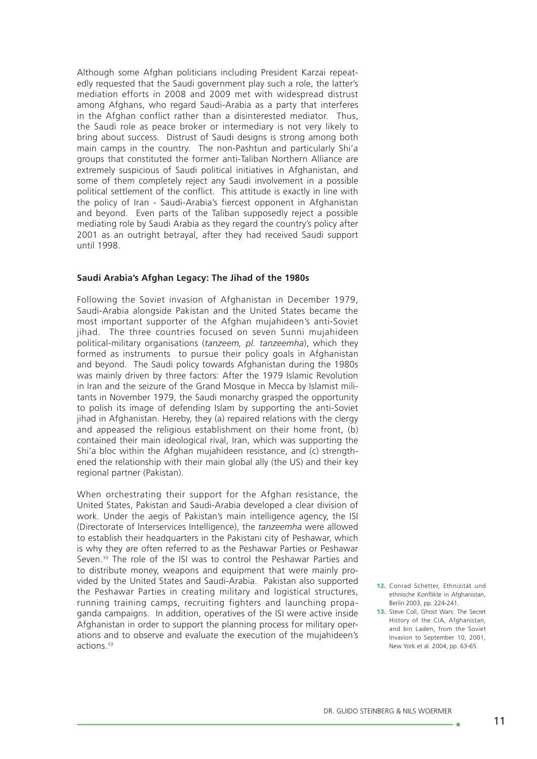Although some Afghan politicians including President Karzai repeatedly requested that the Saudi government play such a role, the latter's mediation efforts in 2008 and 2009 met with widespread distrust among Afghans, who regard Saudi-Arabia as a party that interferes in the Afghan conflict rather than a disinterested mediator. Thus, the Saudi role as peace broker or intermediary is not very likely to bring about success. Distrust of Saudi designs is strong among both main camps in the country. The non-Pashtun and particularly Shi'a groups that constituted the former anti-Taliban Northern Alliance are extremely suspicious of Saudi political initiatives in Afghanistan, and some of them completely reject any Saudi involvement in a possible political settlement of the conflict. This attitude is exactly in line with the policy of Iran - Saudi-Arabia's fiercest opponent in Afghanistan and beyond. Even parts of the Taliban supposedly reject a possible mediating role by Saudi Arabia as they regard the country's policy after 2001 as an outright betrayal, after they had received Saudi support until 1998.

**Saudi Arabia's Afghan Legacy: The Jihad of the 1980s**

Following the Soviet invasion of Afghanistan in December 1979, Saudi-Arabia alongside Pakistan and the United States became the most important supporter of the Afghan mujahideen's anti-Soviet jihad. The three countries focused on seven Sunni mujahideen political-military organisations (*tanzeem, pl. tanzeemha*), which they formed as instruments to pursue their policy goals in Afghanistan and beyond. The Saudi policy towards Afghanistan during the 1980s was mainly driven by three factors: After the 1979 Islamic Revolution in Iran and the seizure of the Grand Mosque in Mecca by Islamist militants in November 1979, the Saudi monarchy grasped the opportunity to polish its image of defending Islam by supporting the anti-Soviet jihad in Afghanistan. Hereby, they (a) repaired relations with the clergy and appeased the religious establishment on their home front, (b) contained their main ideological rival, Iran, which was supporting the Shi'a bloc within the Afghan mujahideen resistance, and (c) strengthened the relationship with their main global ally (the US) and their key regional partner (Pakistan).

When orchestrating their support for the Afghan resistance, the United States, Pakistan and Saudi-Arabia developed a clear division of work. Under the aegis of Pakistan's main intelligence agency, the ISI (Directorate of Interservices Intelligence), the *tanzeemha* were allowed to establish their headquarters in the Pakistani city of Peshawar, which is why they are often referred to as the Peshawar Parties or Peshawar Seven.[12] The role of the ISI was to control the Peshawar Parties and to distribute money, weapons and equipment that were mainly provided by the United States and Saudi-Arabia. Pakistan also supported the Peshawar Parties in creating military and logistical structures, running training camps, recruiting fighters and launching propaganda campaigns. In addition, operatives of the ISI were active inside Afghanistan in order to support the planning process for military operations and to observe and evaluate the execution of the mujahideen's actions.[13]

12. Conrad Schetter, Ethnizität und ethnische Konflikte in Afghanistan, Berlin 2003, pp. 224-241.

13. Steve Coll, Ghost Wars: The Secret History of the CIA, Afghanistan, and bin Laden, from the Soviet Invasion to September 10, 2001, New York et al. 2004, pp. 63-65.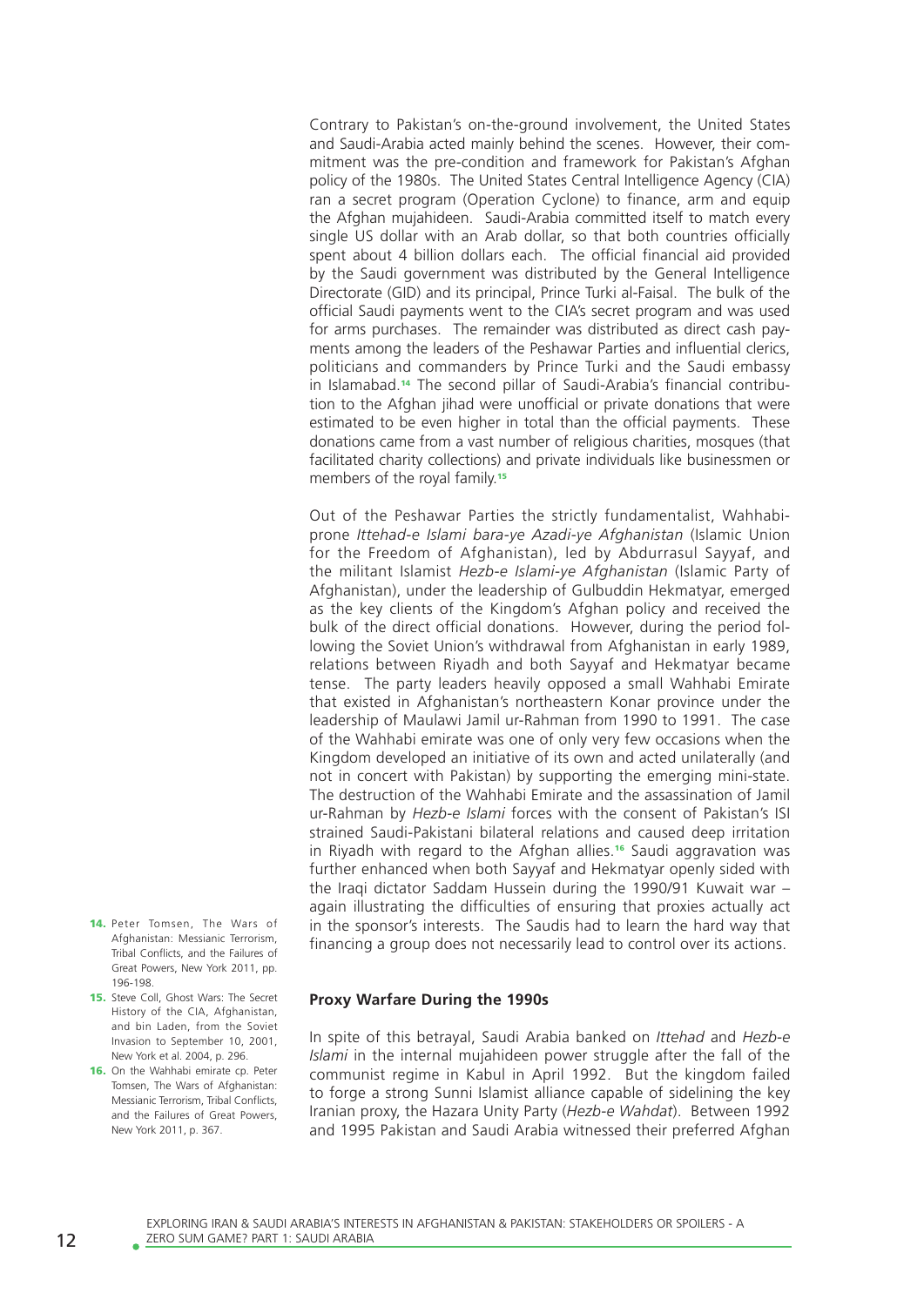Contrary to Pakistan's on-the-ground involvement, the United States and Saudi-Arabia acted mainly behind the scenes. However, their commitment was the pre-condition and framework for Pakistan's Afghan policy of the 1980s. The United States Central Intelligence Agency (CIA) ran a secret program (Operation Cyclone) to finance, arm and equip the Afghan mujahideen. Saudi-Arabia committed itself to match every single US dollar with an Arab dollar, so that both countries officially spent about 4 billion dollars each. The official financial aid provided by the Saudi government was distributed by the General Intelligence Directorate (GID) and its principal, Prince Turki al-Faisal. The bulk of the official Saudi payments went to the CIA's secret program and was used for arms purchases. The remainder was distributed as direct cash payments among the leaders of the Peshawar Parties and influential clerics, politicians and commanders by Prince Turki and the Saudi embassy in Islamabad.[14] The second pillar of Saudi-Arabia's financial contribution to the Afghan jihad were unofficial or private donations that were estimated to be even higher in total than the official payments. These donations came from a vast number of religious charities, mosques (that facilitated charity collections) and private individuals like businessmen or members of the royal family.[15]

Out of the Peshawar Parties the strictly fundamentalist, Wahhabi-prone *Ittehad-e Islami bara-ye Azadi-ye Afghanistan* (Islamic Union for the Freedom of Afghanistan), led by Abdurrasul Sayyaf, and the militant Islamist *Hezb-e Islami-ye Afghanistan* (Islamic Party of Afghanistan), under the leadership of Gulbuddin Hekmatyar, emerged as the key clients of the Kingdom's Afghan policy and received the bulk of the direct official donations. However, during the period following the Soviet Union's withdrawal from Afghanistan in early 1989, relations between Riyadh and both Sayyaf and Hekmatyar became tense. The party leaders heavily opposed a small Wahhabi Emirate that existed in Afghanistan's northeastern Konar province under the leadership of Maulawi Jamil ur-Rahman from 1990 to 1991. The case of the Wahhabi emirate was one of only very few occasions when the Kingdom developed an initiative of its own and acted unilaterally (and not in concert with Pakistan) by supporting the emerging mini-state. The destruction of the Wahhabi Emirate and the assassination of Jamil ur-Rahman by *Hezb-e Islami* forces with the consent of Pakistan's ISI strained Saudi-Pakistani bilateral relations and caused deep irritation in Riyadh with regard to the Afghan allies.[16] Saudi aggravation was further enhanced when both Sayyaf and Hekmatyar openly sided with the Iraqi dictator Saddam Hussein during the 1990/91 Kuwait war – again illustrating the difficulties of ensuring that proxies actually act in the sponsor's interests. The Saudis had to learn the hard way that financing a group does not necessarily lead to control over its actions.

**Proxy Warfare During the 1990s**

In spite of this betrayal, Saudi Arabia banked on *Ittehad* and *Hezb-e Islami* in the internal mujahideen power struggle after the fall of the communist regime in Kabul in April 1992. But the kingdom failed to forge a strong Sunni Islamist alliance capable of sidelining the key Iranian proxy, the Hazara Unity Party (*Hezb-e Wahdat*). Between 1992 and 1995 Pakistan and Saudi Arabia witnessed their preferred Afghan

14. Peter Tomsen, The Wars of Afghanistan: Messianic Terrorism, Tribal Conflicts, and the Failures of Great Powers, New York 2011, pp. 196-198.

15. Steve Coll, Ghost Wars: The Secret History of the CIA, Afghanistan, and bin Laden, from the Soviet Invasion to September 10, 2001, New York et al. 2004, p. 296.

16. On the Wahhabi emirate cp. Peter Tomsen, The Wars of Afghanistan: Messianic Terrorism, Tribal Conflicts, and the Failures of Great Powers, New York 2011, p. 367.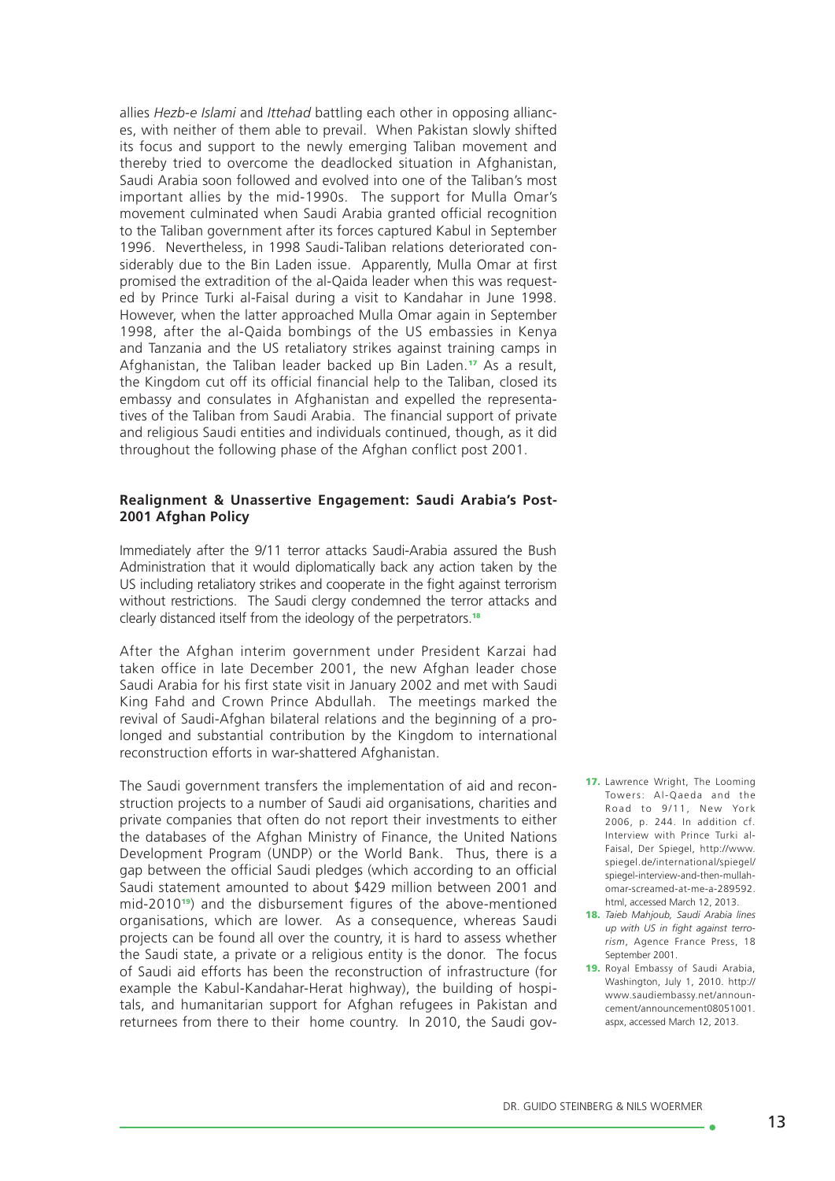allies *Hezb-e Islami* and *Ittehad* battling each other in opposing alliances, with neither of them able to prevail. When Pakistan slowly shifted its focus and support to the newly emerging Taliban movement and thereby tried to overcome the deadlocked situation in Afghanistan, Saudi Arabia soon followed and evolved into one of the Taliban's most important allies by the mid-1990s. The support for Mulla Omar's movement culminated when Saudi Arabia granted official recognition to the Taliban government after its forces captured Kabul in September 1996. Nevertheless, in 1998 Saudi-Taliban relations deteriorated considerably due to the Bin Laden issue. Apparently, Mulla Omar at first promised the extradition of the al-Qaida leader when this was requested by Prince Turki al-Faisal during a visit to Kandahar in June 1998. However, when the latter approached Mulla Omar again in September 1998, after the al-Qaida bombings of the US embassies in Kenya and Tanzania and the US retaliatory strikes against training camps in Afghanistan, the Taliban leader backed up Bin Laden.[17] As a result, the Kingdom cut off its official financial help to the Taliban, closed its embassy and consulates in Afghanistan and expelled the representatives of the Taliban from Saudi Arabia. The financial support of private and religious Saudi entities and individuals continued, though, as it did throughout the following phase of the Afghan conflict post 2001.

**Realignment & Unassertive Engagement: Saudi Arabia's Post-2001 Afghan Policy**

Immediately after the 9/11 terror attacks Saudi-Arabia assured the Bush Administration that it would diplomatically back any action taken by the US including retaliatory strikes and cooperate in the fight against terrorism without restrictions. The Saudi clergy condemned the terror attacks and clearly distanced itself from the ideology of the perpetrators.[18]

After the Afghan interim government under President Karzai had taken office in late December 2001, the new Afghan leader chose Saudi Arabia for his first state visit in January 2002 and met with Saudi King Fahd and Crown Prince Abdullah. The meetings marked the revival of Saudi-Afghan bilateral relations and the beginning of a prolonged and substantial contribution by the Kingdom to international reconstruction efforts in war-shattered Afghanistan.

The Saudi government transfers the implementation of aid and reconstruction projects to a number of Saudi aid organisations, charities and private companies that often do not report their investments to either the databases of the Afghan Ministry of Finance, the United Nations Development Program (UNDP) or the World Bank. Thus, there is a gap between the official Saudi pledges (which according to an official Saudi statement amounted to about $429 million between 2001 and mid-2010[19]) and the disbursement figures of the above-mentioned organisations, which are lower. As a consequence, whereas Saudi projects can be found all over the country, it is hard to assess whether the Saudi state, a private or a religious entity is the donor. The focus of Saudi aid efforts has been the reconstruction of infrastructure (for example the Kabul-Kandahar-Herat highway), the building of hospitals, and humanitarian support for Afghan refugees in Pakistan and returnees from there to their home country. In 2010, the Saudi gov-

17. Lawrence Wright, The Looming Towers: Al-Qaeda and the Road to 9/11, New York 2006, p. 244. In addition cf. Interview with Prince Turki al-Faisal, Der Spiegel, http://www.spiegel.de/international/spiegel/spiegel-interview-and-then-mullah-omar-screamed-at-me-a-289592.html, accessed March 12, 2013.

18. *Taieb Mahjoub, Saudi Arabia lines up with US in fight against terrorism*, Agence France Press, 18 September 2001.

19. Royal Embassy of Saudi Arabia, Washington, July 1, 2010. http://www.saudiembassy.net/announcement/announcement08051001.aspx, accessed March 12, 2013.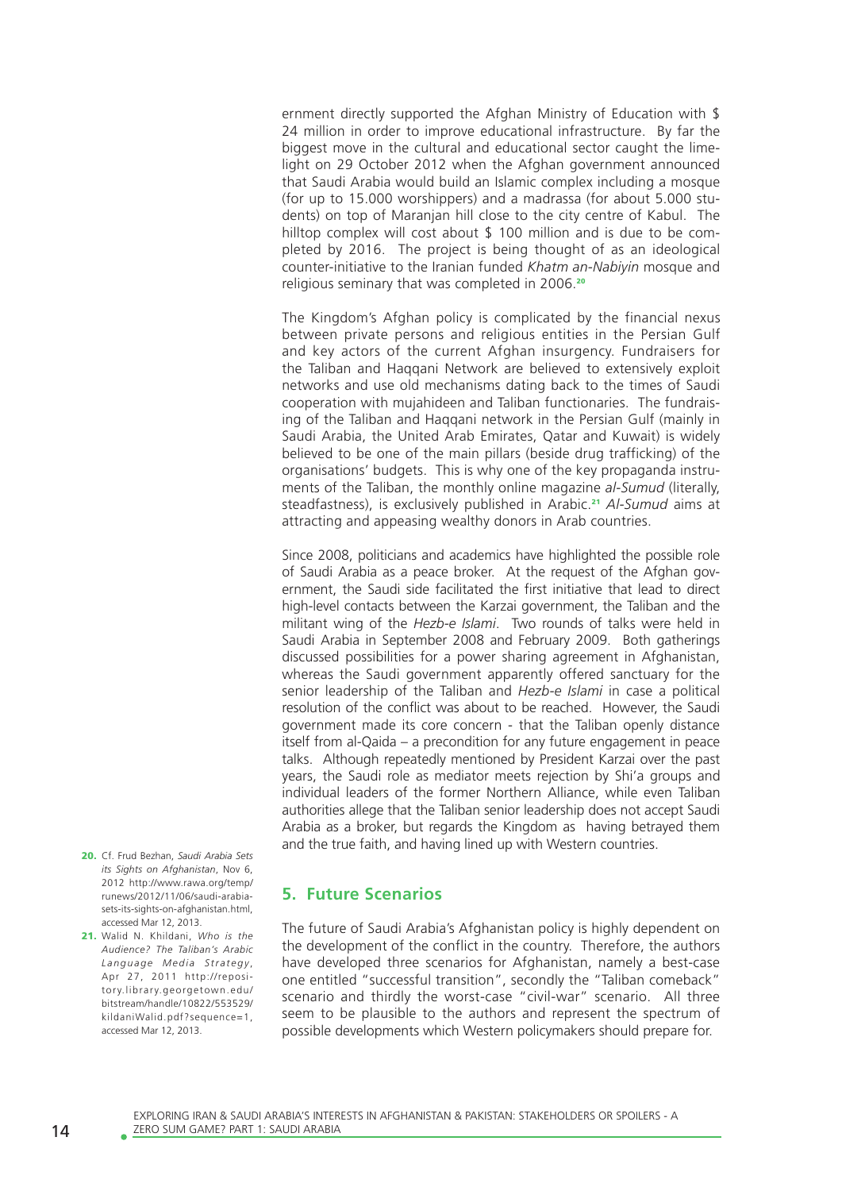ernment directly supported the Afghan Ministry of Education with $ 24 million in order to improve educational infrastructure. By far the biggest move in the cultural and educational sector caught the limelight on 29 October 2012 when the Afghan government announced that Saudi Arabia would build an Islamic complex including a mosque (for up to 15.000 worshippers) and a madrassa (for about 5.000 students) on top of Maranjan hill close to the city centre of Kabul. The hilltop complex will cost about $ 100 million and is due to be completed by 2016. The project is being thought of as an ideological counter-initiative to the Iranian funded *Khatm an-Nabiyin* mosque and religious seminary that was completed in 2006.[20]

The Kingdom's Afghan policy is complicated by the financial nexus between private persons and religious entities in the Persian Gulf and key actors of the current Afghan insurgency. Fundraisers for the Taliban and Haqqani Network are believed to extensively exploit networks and use old mechanisms dating back to the times of Saudi cooperation with mujahideen and Taliban functionaries. The fundraising of the Taliban and Haqqani network in the Persian Gulf (mainly in Saudi Arabia, the United Arab Emirates, Qatar and Kuwait) is widely believed to be one of the main pillars (beside drug trafficking) of the organisations' budgets. This is why one of the key propaganda instruments of the Taliban, the monthly online magazine *al-Sumud* (literally, steadfastness), is exclusively published in Arabic.[21] *Al-Sumud* aims at attracting and appeasing wealthy donors in Arab countries.

Since 2008, politicians and academics have highlighted the possible role of Saudi Arabia as a peace broker. At the request of the Afghan government, the Saudi side facilitated the first initiative that lead to direct high-level contacts between the Karzai government, the Taliban and the militant wing of the *Hezb-e Islami*. Two rounds of talks were held in Saudi Arabia in September 2008 and February 2009. Both gatherings discussed possibilities for a power sharing agreement in Afghanistan, whereas the Saudi government apparently offered sanctuary for the senior leadership of the Taliban and *Hezb-e Islami* in case a political resolution of the conflict was about to be reached. However, the Saudi government made its core concern - that the Taliban openly distance itself from al-Qaida – a precondition for any future engagement in peace talks. Although repeatedly mentioned by President Karzai over the past years, the Saudi role as mediator meets rejection by Shi'a groups and individual leaders of the former Northern Alliance, while even Taliban authorities allege that the Taliban senior leadership does not accept Saudi Arabia as a broker, but regards the Kingdom as having betrayed them and the true faith, and having lined up with Western countries.

## 5. Future Scenarios

The future of Saudi Arabia's Afghanistan policy is highly dependent on the development of the conflict in the country. Therefore, the authors have developed three scenarios for Afghanistan, namely a best-case one entitled "successful transition", secondly the "Taliban comeback" scenario and thirdly the worst-case "civil-war" scenario. All three seem to be plausible to the authors and represent the spectrum of possible developments which Western policymakers should prepare for.

[20] Cf. Frud Bezhan, *Saudi Arabia Sets its Sights on Afghanistan*, Nov 6, 2012 http://www.rawa.org/temp/runews/2012/11/06/saudi-arabia-sets-its-sights-on-afghanistan.html, accessed Mar 12, 2013.

[21] Walid N. Khildani, *Who is the Audience? The Taliban's Arabic Language Media Strategy*, Apr 27, 2011 http://repository.library.georgetown.edu/bitstream/handle/10822/553529/kildaniWalid.pdf?sequence=1, accessed Mar 12, 2013.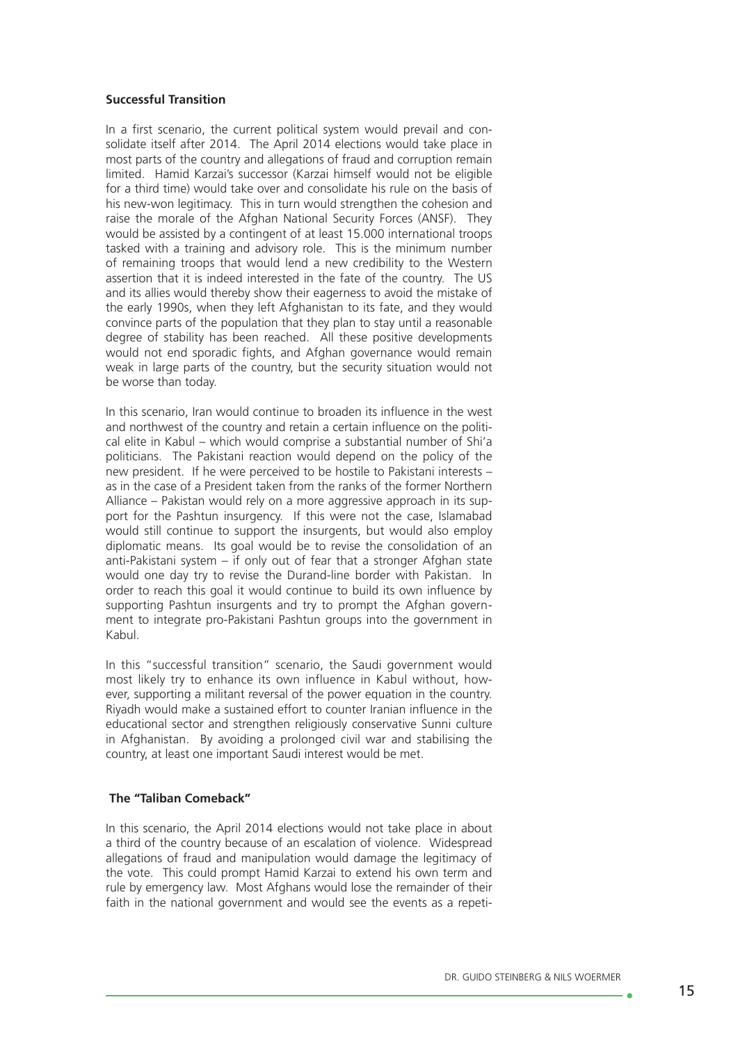### Successful Transition

In a first scenario, the current political system would prevail and consolidate itself after 2014. The April 2014 elections would take place in most parts of the country and allegations of fraud and corruption remain limited. Hamid Karzai's successor (Karzai himself would not be eligible for a third time) would take over and consolidate his rule on the basis of his new-won legitimacy. This in turn would strengthen the cohesion and raise the morale of the Afghan National Security Forces (ANSF). They would be assisted by a contingent of at least 15.000 international troops tasked with a training and advisory role. This is the minimum number of remaining troops that would lend a new credibility to the Western assertion that it is indeed interested in the fate of the country. The US and its allies would thereby show their eagerness to avoid the mistake of the early 1990s, when they left Afghanistan to its fate, and they would convince parts of the population that they plan to stay until a reasonable degree of stability has been reached. All these positive developments would not end sporadic fights, and Afghan governance would remain weak in large parts of the country, but the security situation would not be worse than today.

In this scenario, Iran would continue to broaden its influence in the west and northwest of the country and retain a certain influence on the political elite in Kabul – which would comprise a substantial number of Shi'a politicians. The Pakistani reaction would depend on the policy of the new president. If he were perceived to be hostile to Pakistani interests – as in the case of a President taken from the ranks of the former Northern Alliance – Pakistan would rely on a more aggressive approach in its support for the Pashtun insurgency. If this were not the case, Islamabad would still continue to support the insurgents, but would also employ diplomatic means. Its goal would be to revise the consolidation of an anti-Pakistani system – if only out of fear that a stronger Afghan state would one day try to revise the Durand-line border with Pakistan. In order to reach this goal it would continue to build its own influence by supporting Pashtun insurgents and try to prompt the Afghan government to integrate pro-Pakistani Pashtun groups into the government in Kabul.

In this "successful transition" scenario, the Saudi government would most likely try to enhance its own influence in Kabul without, however, supporting a militant reversal of the power equation in the country. Riyadh would make a sustained effort to counter Iranian influence in the educational sector and strengthen religiously conservative Sunni culture in Afghanistan. By avoiding a prolonged civil war and stabilising the country, at least one important Saudi interest would be met.

### The "Taliban Comeback"

In this scenario, the April 2014 elections would not take place in about a third of the country because of an escalation of violence. Widespread allegations of fraud and manipulation would damage the legitimacy of the vote. This could prompt Hamid Karzai to extend his own term and rule by emergency law. Most Afghans would lose the remainder of their faith in the national government and would see the events as a repeti-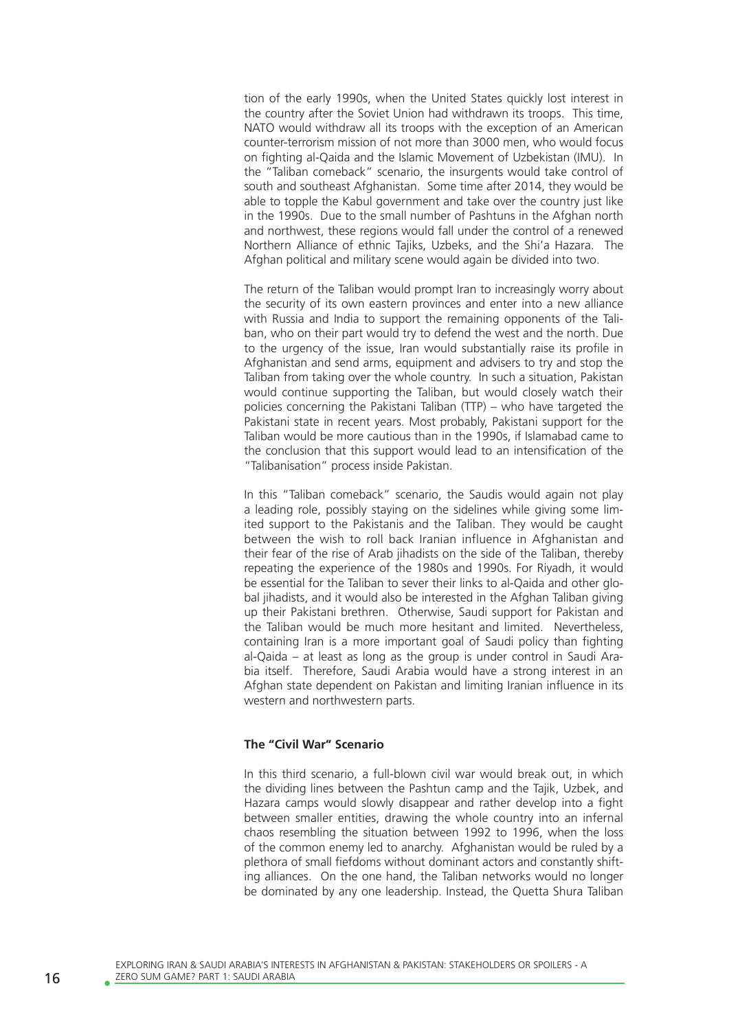tion of the early 1990s, when the United States quickly lost interest in the country after the Soviet Union had withdrawn its troops. This time, NATO would withdraw all its troops with the exception of an American counter-terrorism mission of not more than 3000 men, who would focus on fighting al-Qaida and the Islamic Movement of Uzbekistan (IMU). In the "Taliban comeback" scenario, the insurgents would take control of south and southeast Afghanistan. Some time after 2014, they would be able to topple the Kabul government and take over the country just like in the 1990s. Due to the small number of Pashtuns in the Afghan north and northwest, these regions would fall under the control of a renewed Northern Alliance of ethnic Tajiks, Uzbeks, and the Shi'a Hazara. The Afghan political and military scene would again be divided into two.

The return of the Taliban would prompt Iran to increasingly worry about the security of its own eastern provinces and enter into a new alliance with Russia and India to support the remaining opponents of the Taliban, who on their part would try to defend the west and the north. Due to the urgency of the issue, Iran would substantially raise its profile in Afghanistan and send arms, equipment and advisers to try and stop the Taliban from taking over the whole country. In such a situation, Pakistan would continue supporting the Taliban, but would closely watch their policies concerning the Pakistani Taliban (TTP) – who have targeted the Pakistani state in recent years. Most probably, Pakistani support for the Taliban would be more cautious than in the 1990s, if Islamabad came to the conclusion that this support would lead to an intensification of the "Talibanisation" process inside Pakistan.

In this "Taliban comeback" scenario, the Saudis would again not play a leading role, possibly staying on the sidelines while giving some limited support to the Pakistanis and the Taliban. They would be caught between the wish to roll back Iranian influence in Afghanistan and their fear of the rise of Arab jihadists on the side of the Taliban, thereby repeating the experience of the 1980s and 1990s. For Riyadh, it would be essential for the Taliban to sever their links to al-Qaida and other global jihadists, and it would also be interested in the Afghan Taliban giving up their Pakistani brethren. Otherwise, Saudi support for Pakistan and the Taliban would be much more hesitant and limited. Nevertheless, containing Iran is a more important goal of Saudi policy than fighting al-Qaida – at least as long as the group is under control in Saudi Arabia itself. Therefore, Saudi Arabia would have a strong interest in an Afghan state dependent on Pakistan and limiting Iranian influence in its western and northwestern parts.

### The "Civil War" Scenario

In this third scenario, a full-blown civil war would break out, in which the dividing lines between the Pashtun camp and the Tajik, Uzbek, and Hazara camps would slowly disappear and rather develop into a fight between smaller entities, drawing the whole country into an infernal chaos resembling the situation between 1992 to 1996, when the loss of the common enemy led to anarchy. Afghanistan would be ruled by a plethora of small fiefdoms without dominant actors and constantly shifting alliances. On the one hand, the Taliban networks would no longer be dominated by any one leadership. Instead, the Quetta Shura Taliban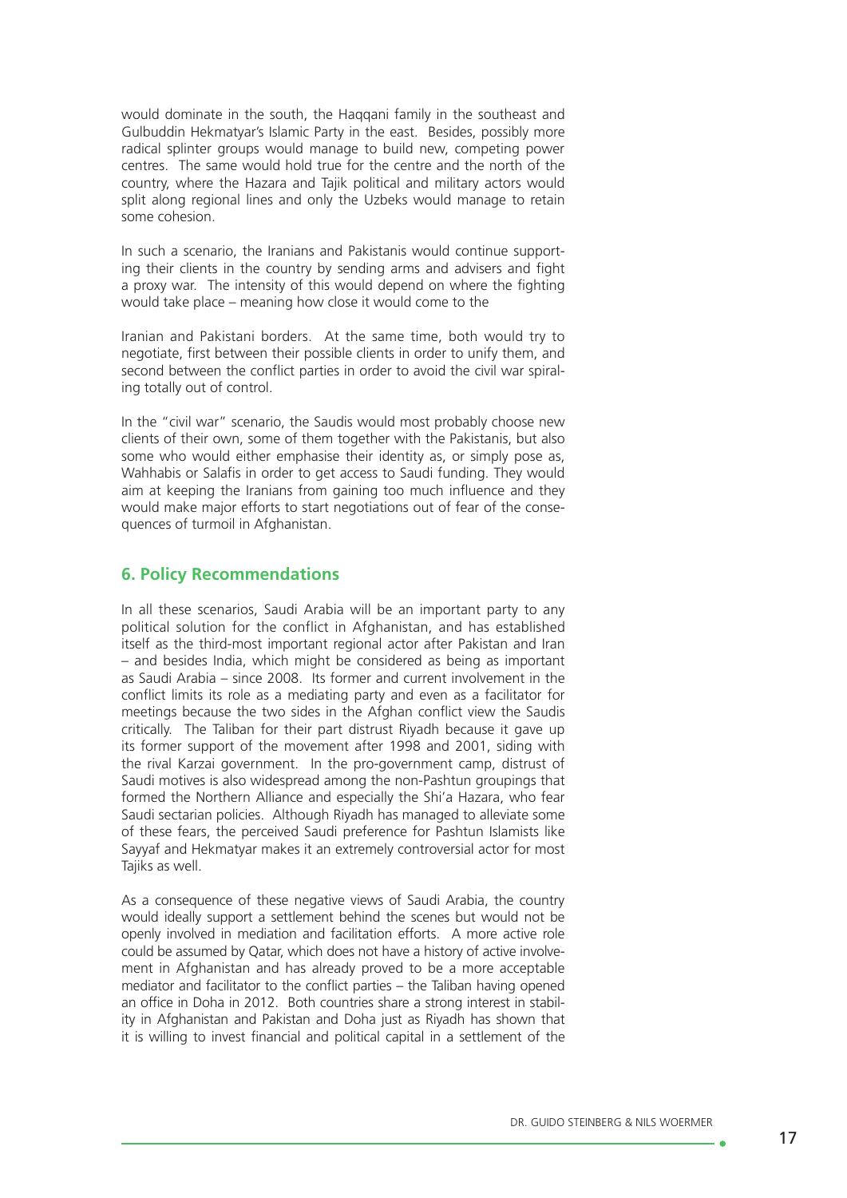would dominate in the south, the Haqqani family in the southeast and Gulbuddin Hekmatyar's Islamic Party in the east. Besides, possibly more radical splinter groups would manage to build new, competing power centres. The same would hold true for the centre and the north of the country, where the Hazara and Tajik political and military actors would split along regional lines and only the Uzbeks would manage to retain some cohesion.

In such a scenario, the Iranians and Pakistanis would continue supporting their clients in the country by sending arms and advisers and fight a proxy war. The intensity of this would depend on where the fighting would take place – meaning how close it would come to the

Iranian and Pakistani borders. At the same time, both would try to negotiate, first between their possible clients in order to unify them, and second between the conflict parties in order to avoid the civil war spiraling totally out of control.

In the "civil war" scenario, the Saudis would most probably choose new clients of their own, some of them together with the Pakistanis, but also some who would either emphasise their identity as, or simply pose as, Wahhabis or Salafis in order to get access to Saudi funding. They would aim at keeping the Iranians from gaining too much influence and they would make major efforts to start negotiations out of fear of the consequences of turmoil in Afghanistan.

## 6. Policy Recommendations

In all these scenarios, Saudi Arabia will be an important party to any political solution for the conflict in Afghanistan, and has established itself as the third-most important regional actor after Pakistan and Iran – and besides India, which might be considered as being as important as Saudi Arabia – since 2008. Its former and current involvement in the conflict limits its role as a mediating party and even as a facilitator for meetings because the two sides in the Afghan conflict view the Saudis critically. The Taliban for their part distrust Riyadh because it gave up its former support of the movement after 1998 and 2001, siding with the rival Karzai government. In the pro-government camp, distrust of Saudi motives is also widespread among the non-Pashtun groupings that formed the Northern Alliance and especially the Shi'a Hazara, who fear Saudi sectarian policies. Although Riyadh has managed to alleviate some of these fears, the perceived Saudi preference for Pashtun Islamists like Sayyaf and Hekmatyar makes it an extremely controversial actor for most Tajiks as well.

As a consequence of these negative views of Saudi Arabia, the country would ideally support a settlement behind the scenes but would not be openly involved in mediation and facilitation efforts. A more active role could be assumed by Qatar, which does not have a history of active involvement in Afghanistan and has already proved to be a more acceptable mediator and facilitator to the conflict parties – the Taliban having opened an office in Doha in 2012. Both countries share a strong interest in stability in Afghanistan and Pakistan and Doha just as Riyadh has shown that it is willing to invest financial and political capital in a settlement of the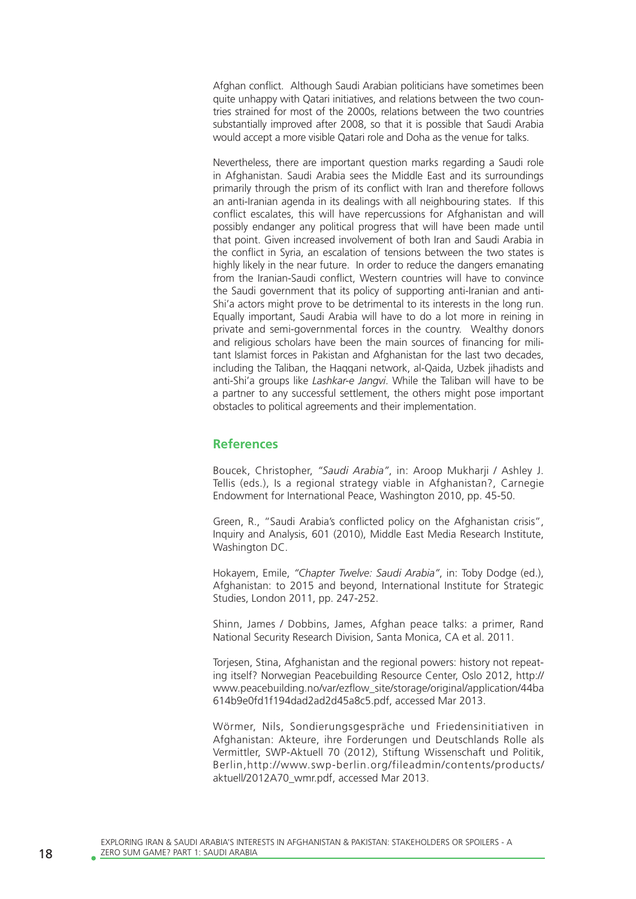Afghan conflict. Although Saudi Arabian politicians have sometimes been quite unhappy with Qatari initiatives, and relations between the two countries strained for most of the 2000s, relations between the two countries substantially improved after 2008, so that it is possible that Saudi Arabia would accept a more visible Qatari role and Doha as the venue for talks.

Nevertheless, there are important question marks regarding a Saudi role in Afghanistan. Saudi Arabia sees the Middle East and its surroundings primarily through the prism of its conflict with Iran and therefore follows an anti-Iranian agenda in its dealings with all neighbouring states. If this conflict escalates, this will have repercussions for Afghanistan and will possibly endanger any political progress that will have been made until that point. Given increased involvement of both Iran and Saudi Arabia in the conflict in Syria, an escalation of tensions between the two states is highly likely in the near future. In order to reduce the dangers emanating from the Iranian-Saudi conflict, Western countries will have to convince the Saudi government that its policy of supporting anti-Iranian and anti-Shi'a actors might prove to be detrimental to its interests in the long run. Equally important, Saudi Arabia will have to do a lot more in reining in private and semi-governmental forces in the country. Wealthy donors and religious scholars have been the main sources of financing for militant Islamist forces in Pakistan and Afghanistan for the last two decades, including the Taliban, the Haqqani network, al-Qaida, Uzbek jihadists and anti-Shi'a groups like *Lashkar-e Jangvi*. While the Taliban will have to be a partner to any successful settlement, the others might pose important obstacles to political agreements and their implementation.

## References

Boucek, Christopher, *"Saudi Arabia"*, in: Aroop Mukharji / Ashley J. Tellis (eds.), Is a regional strategy viable in Afghanistan?, Carnegie Endowment for International Peace, Washington 2010, pp. 45-50.

Green, R., "Saudi Arabia's conflicted policy on the Afghanistan crisis", Inquiry and Analysis, 601 (2010), Middle East Media Research Institute, Washington DC.

Hokayem, Emile, *"Chapter Twelve: Saudi Arabia"*, in: Toby Dodge (ed.), Afghanistan: to 2015 and beyond, International Institute for Strategic Studies, London 2011, pp. 247-252.

Shinn, James / Dobbins, James, Afghan peace talks: a primer, Rand National Security Research Division, Santa Monica, CA et al. 2011.

Torjesen, Stina, Afghanistan and the regional powers: history not repeating itself? Norwegian Peacebuilding Resource Center, Oslo 2012, http://www.peacebuilding.no/var/ezflow_site/storage/original/application/44ba614b9e0fd1f194dad2ad2d45a8c5.pdf, accessed Mar 2013.

Wörmer, Nils, Sondierungsgespräche und Friedensinitiativen in Afghanistan: Akteure, ihre Forderungen und Deutschlands Rolle als Vermittler, SWP-Aktuell 70 (2012), Stiftung Wissenschaft und Politik, Berlin, http://www.swp-berlin.org/fileadmin/contents/products/aktuell/2012A70_wmr.pdf, accessed Mar 2013.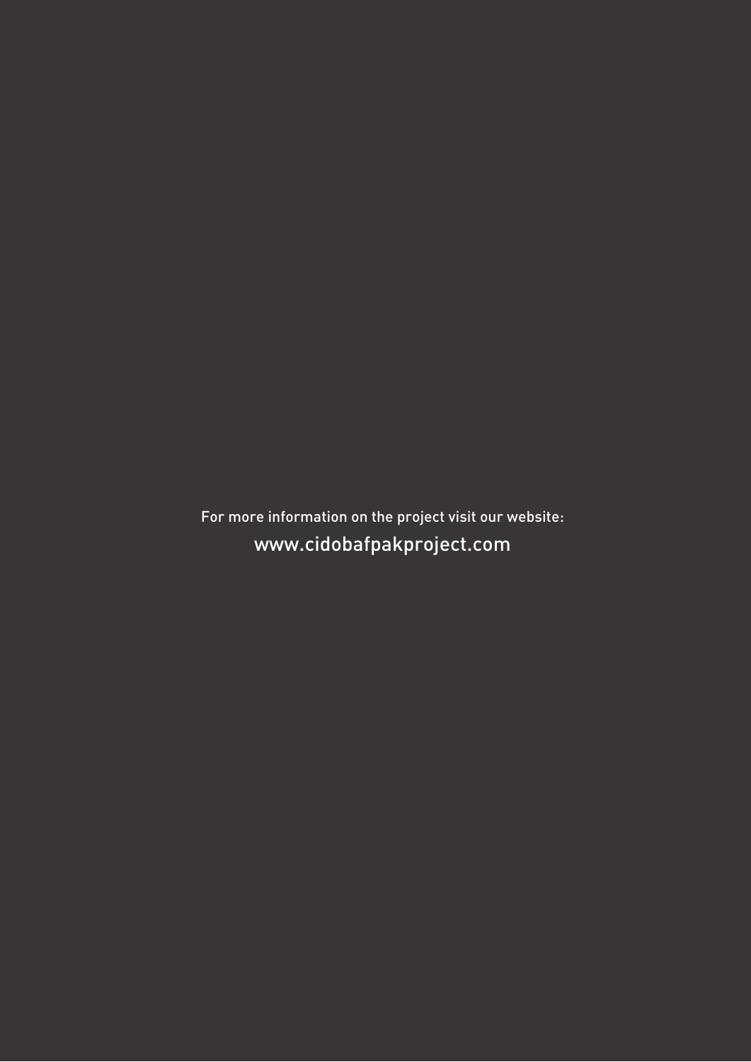For more information on the project visit our website:

www.cidobafpakproject.com